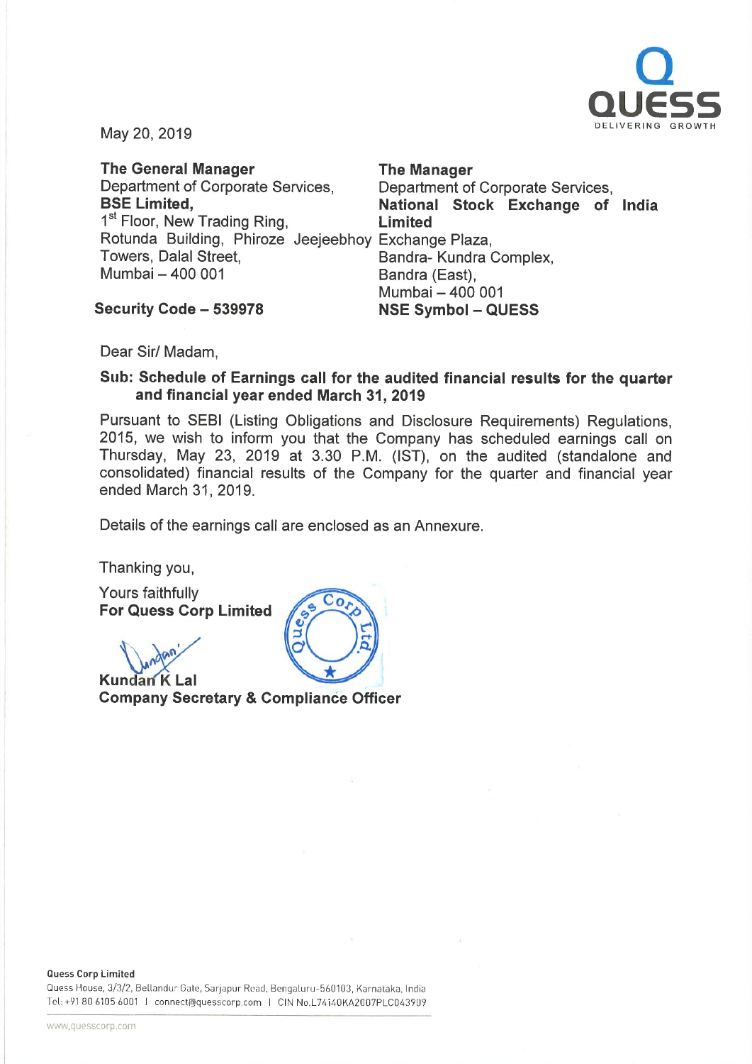May 20, 2019

**The General Manager**
Department of Corporate Services,
**BSE Limited,**
1st Floor, New Trading Ring,
Rotunda Building, Phiroze Jeejeebhoy Towers, Dalal Street,
Mumbai – 400 001

**Security Code – 539978**

**The Manager**
Department of Corporate Services,
**National Stock Exchange of India Limited**
Exchange Plaza,
Bandra- Kundra Complex,
Bandra (East),
Mumbai – 400 001

**NSE Symbol – QUESS**

Dear Sir/ Madam,

**Sub: Schedule of Earnings call for the audited financial results for the quarter and financial year ended March 31, 2019**

Pursuant to SEBI (Listing Obligations and Disclosure Requirements) Regulations, 2015, we wish to inform you that the Company has scheduled earnings call on Thursday, May 23, 2019 at 3.30 P.M. (IST), on the audited (standalone and consolidated) financial results of the Company for the quarter and financial year ended March 31, 2019.

Details of the earnings call are enclosed as an Annexure.

Thanking you,

Yours faithfully
**For Quess Corp Limited**

**Kundan K Lal**
**Company Secretary & Compliance Officer**

**Quess Corp Limited**
Quess House, 3/3/2, Bellandur Gate, Sarjapur Road, Bengaluru-560103, Karnataka, India
Tel: +91 80 6105 6001 | connect@quesscorp.com | CIN No.L74140KA2007PLC043909

www.quesscorp.com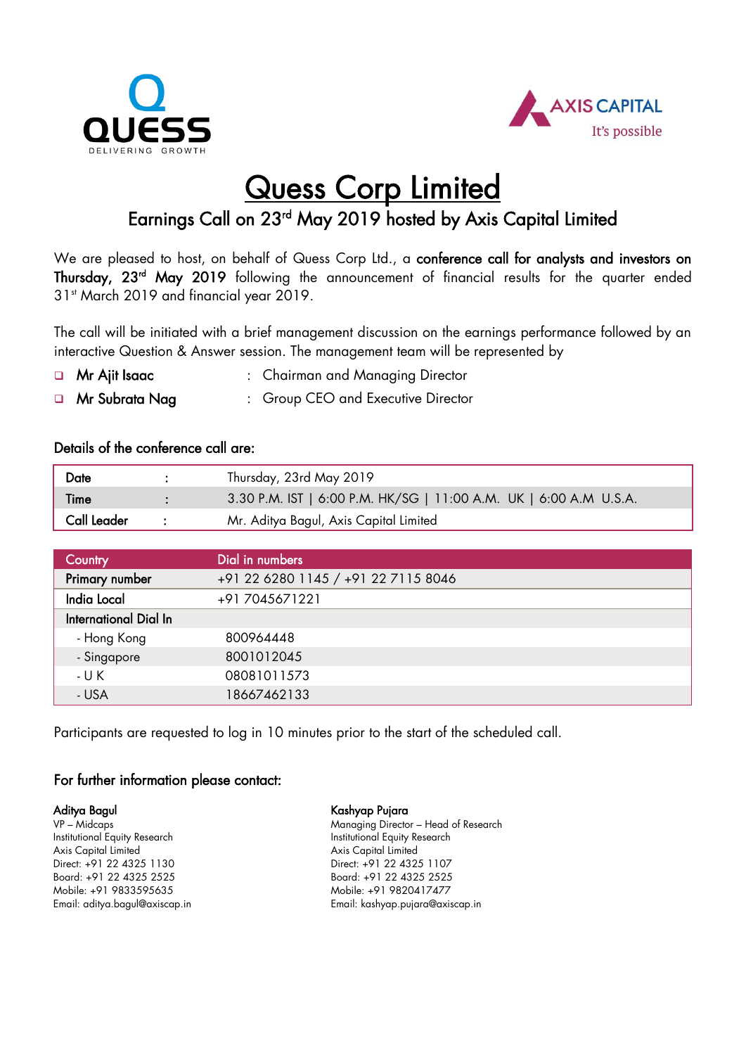# Quess Corp Limited

## Earnings Call on 23rd May 2019 hosted by Axis Capital Limited

We are pleased to host, on behalf of Quess Corp Ltd., a **conference call for analysts and investors on Thursday, 23rd May 2019** following the announcement of financial results for the quarter ended 31st March 2019 and financial year 2019.

The call will be initiated with a brief management discussion on the earnings performance followed by an interactive Question & Answer session. The management team will be represented by

- **Mr Ajit Isaac** : Chairman and Managing Director
- **Mr Subrata Nag** : Group CEO and Executive Director

### Details of the conference call are:

| | | |
|---|---|---|
| **Date** | : | Thursday, 23rd May 2019 |
| **Time** | : | 3.30 P.M. IST \| 6:00 P.M. HK/SG \| 11:00 A.M. UK \| 6:00 A.M U.S.A. |
| **Call Leader** | : | Mr. Aditya Bagul, Axis Capital Limited |

| Country | Dial in numbers |
|---|---|
| **Primary number** | +91 22 6280 1145 / +91 22 7115 8046 |
| **India Local** | +91 7045671221 |
| **International Dial In** | |
| - Hong Kong | 800964448 |
| - Singapore | 8001012045 |
| - U K | 08081011573 |
| - USA | 18667462133 |

Participants are requested to log in 10 minutes prior to the start of the scheduled call.

### For further information please contact:

**Aditya Bagul**
VP – Midcaps
Institutional Equity Research
Axis Capital Limited
Direct: +91 22 4325 1130
Board: +91 22 4325 2525
Mobile: +91 9833595635
Email: aditya.bagul@axiscap.in

**Kashyap Pujara**
Managing Director – Head of Research
Institutional Equity Research
Axis Capital Limited
Direct: +91 22 4325 1107
Board: +91 22 4325 2525
Mobile: +91 9820417477
Email: kashyap.pujara@axiscap.in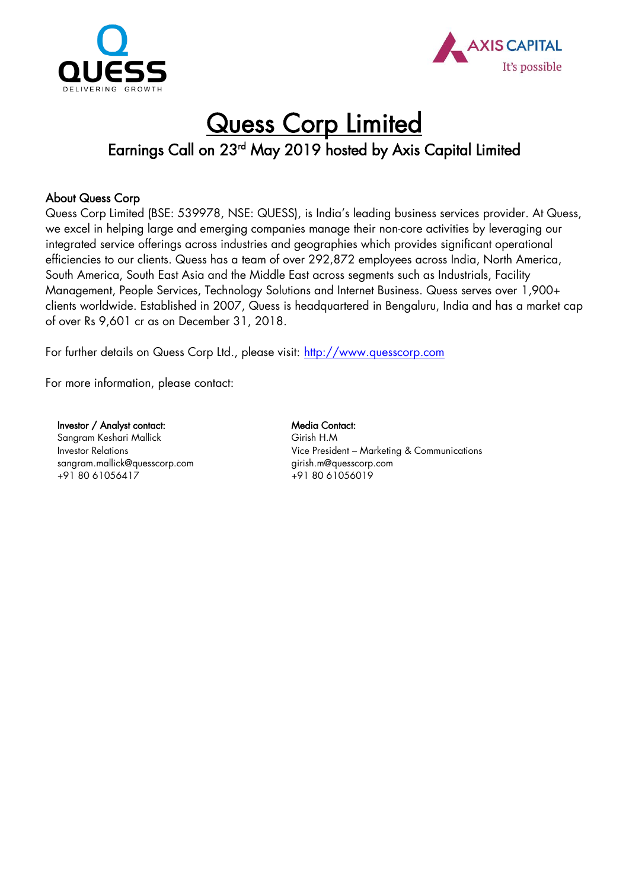# Quess Corp Limited

## Earnings Call on 23rd May 2019 hosted by Axis Capital Limited

### About Quess Corp

Quess Corp Limited (BSE: 539978, NSE: QUESS), is India's leading business services provider. At Quess, we excel in helping large and emerging companies manage their non-core activities by leveraging our integrated service offerings across industries and geographies which provides significant operational efficiencies to our clients. Quess has a team of over 292,872 employees across India, North America, South America, South East Asia and the Middle East across segments such as Industrials, Facility Management, People Services, Technology Solutions and Internet Business. Quess serves over 1,900+ clients worldwide. Established in 2007, Quess is headquartered in Bengaluru, India and has a market cap of over Rs 9,601 cr as on December 31, 2018.

For further details on Quess Corp Ltd., please visit: http://www.quesscorp.com

For more information, please contact:

**Investor / Analyst contact:**
Sangram Keshari Mallick
Investor Relations
sangram.mallick@quesscorp.com
+91 80 61056417

**Media Contact:**
Girish H.M
Vice President – Marketing & Communications
girish.m@quesscorp.com
+91 80 61056019